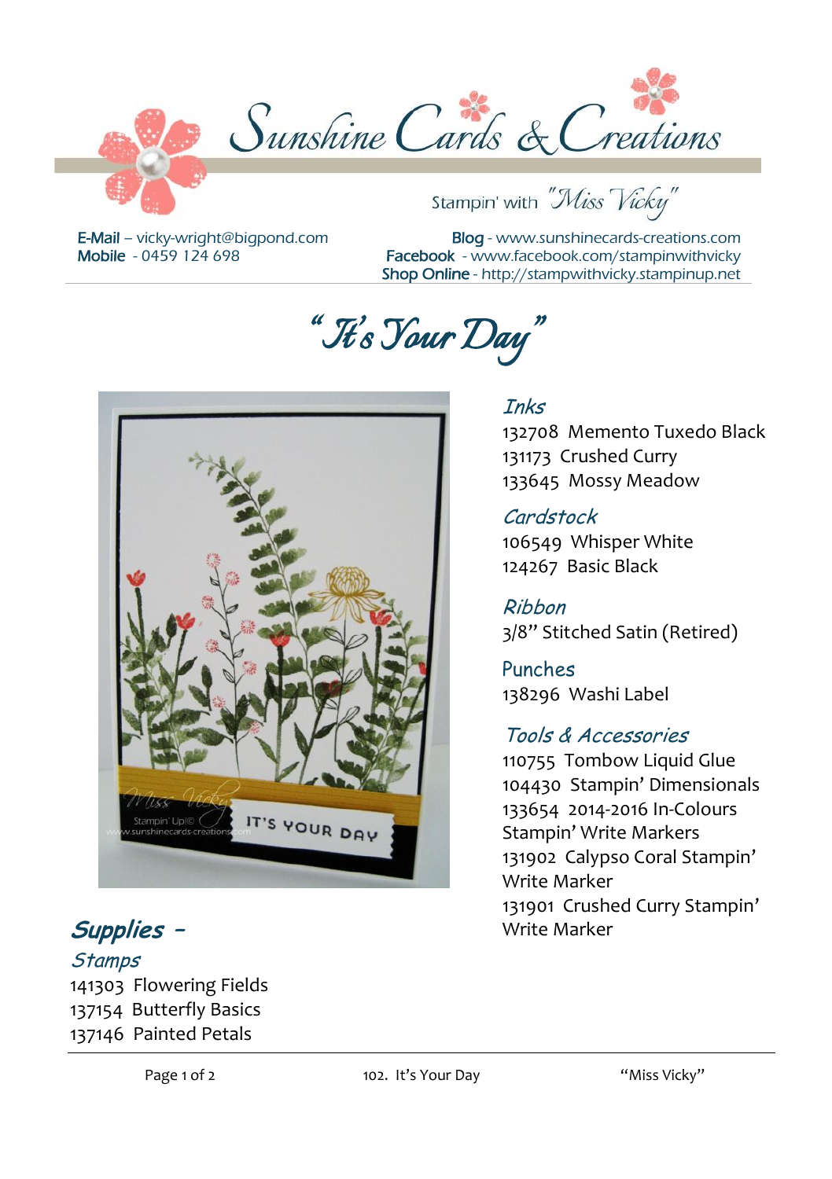# Sunshine Cards & Creations

Stampin' with "Miss Vicky"

**E-Mail** – vicky-wright@bigpond.com
**Mobile** - 0459 124 698

**Blog** - www.sunshinecards-creations.com
**Facebook** - www.facebook.com/stampinwithvicky
**Shop Online** - http://stampwithvicky.stampinup.net

# "It's Your Day"

## *Supplies* -

### *Stamps*

141303 Flowering Fields
137154 Butterfly Basics
137146 Painted Petals

### *Inks*

132708 Memento Tuxedo Black
131173 Crushed Curry
133645 Mossy Meadow

### *Cardstock*

106549 Whisper White
124267 Basic Black

### *Ribbon*

3/8" Stitched Satin (Retired)

### Punches

138296 Washi Label

### *Tools & Accessories*

110755 Tombow Liquid Glue
104430 Stampin' Dimensionals
133654 2014-2016 In-Colours Stampin' Write Markers
131902 Calypso Coral Stampin' Write Marker
131901 Crushed Curry Stampin' Write Marker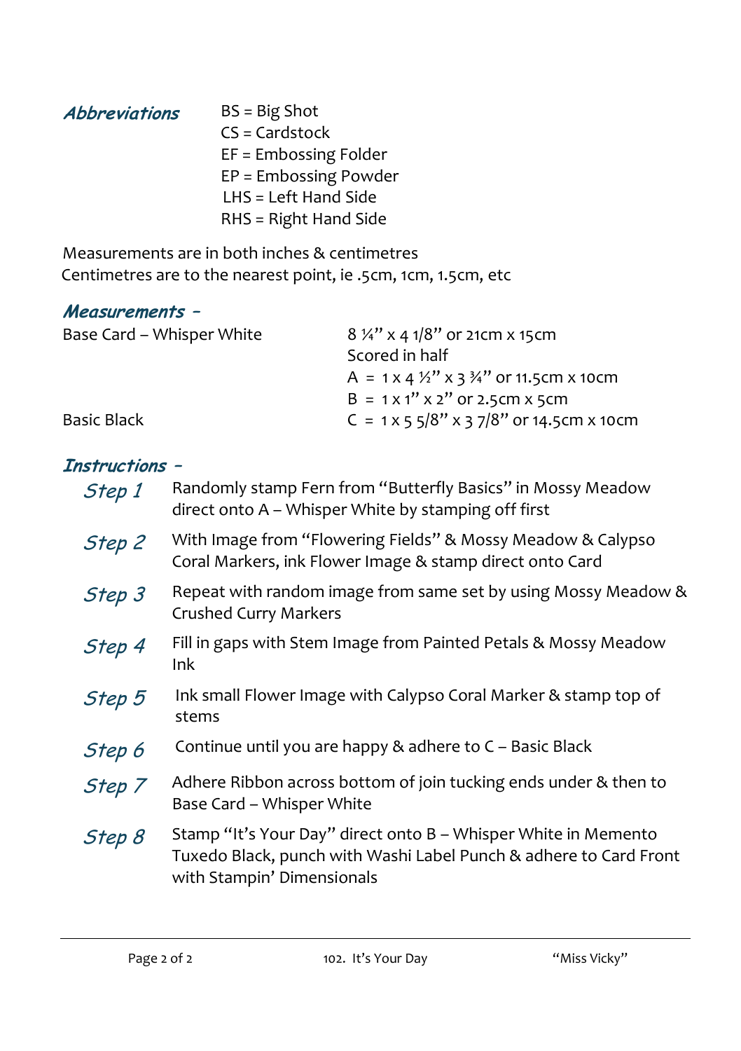***Abbreviations***

BS = Big Shot
CS = Cardstock
EF = Embossing Folder
EP = Embossing Powder
LHS = Left Hand Side
RHS = Right Hand Side

Measurements are in both inches & centimetres
Centimetres are to the nearest point, ie .5cm, 1cm, 1.5cm, etc

## ***Measurements –***

| | |
|---|---|
| Base Card – Whisper White | 8 ¼" x 4 1/8" or 21cm x 15cm<br>Scored in half<br>A = 1 x 4 ½" x 3 ¾" or 11.5cm x 10cm<br>B = 1 x 1" x 2" or 2.5cm x 5cm |
| Basic Black | C = 1 x 5 5/8" x 3 7/8" or 14.5cm x 10cm |

## ***Instructions –***

***Step 1*** Randomly stamp Fern from "Butterfly Basics" in Mossy Meadow direct onto A – Whisper White by stamping off first

***Step 2*** With Image from "Flowering Fields" & Mossy Meadow & Calypso Coral Markers, ink Flower Image & stamp direct onto Card

***Step 3*** Repeat with random image from same set by using Mossy Meadow & Crushed Curry Markers

***Step 4*** Fill in gaps with Stem Image from Painted Petals & Mossy Meadow Ink

***Step 5*** Ink small Flower Image with Calypso Coral Marker & stamp top of stems

***Step 6*** Continue until you are happy & adhere to C – Basic Black

***Step 7*** Adhere Ribbon across bottom of join tucking ends under & then to Base Card – Whisper White

***Step 8*** Stamp "It's Your Day" direct onto B – Whisper White in Memento Tuxedo Black, punch with Washi Label Punch & adhere to Card Front with Stampin' Dimensionals